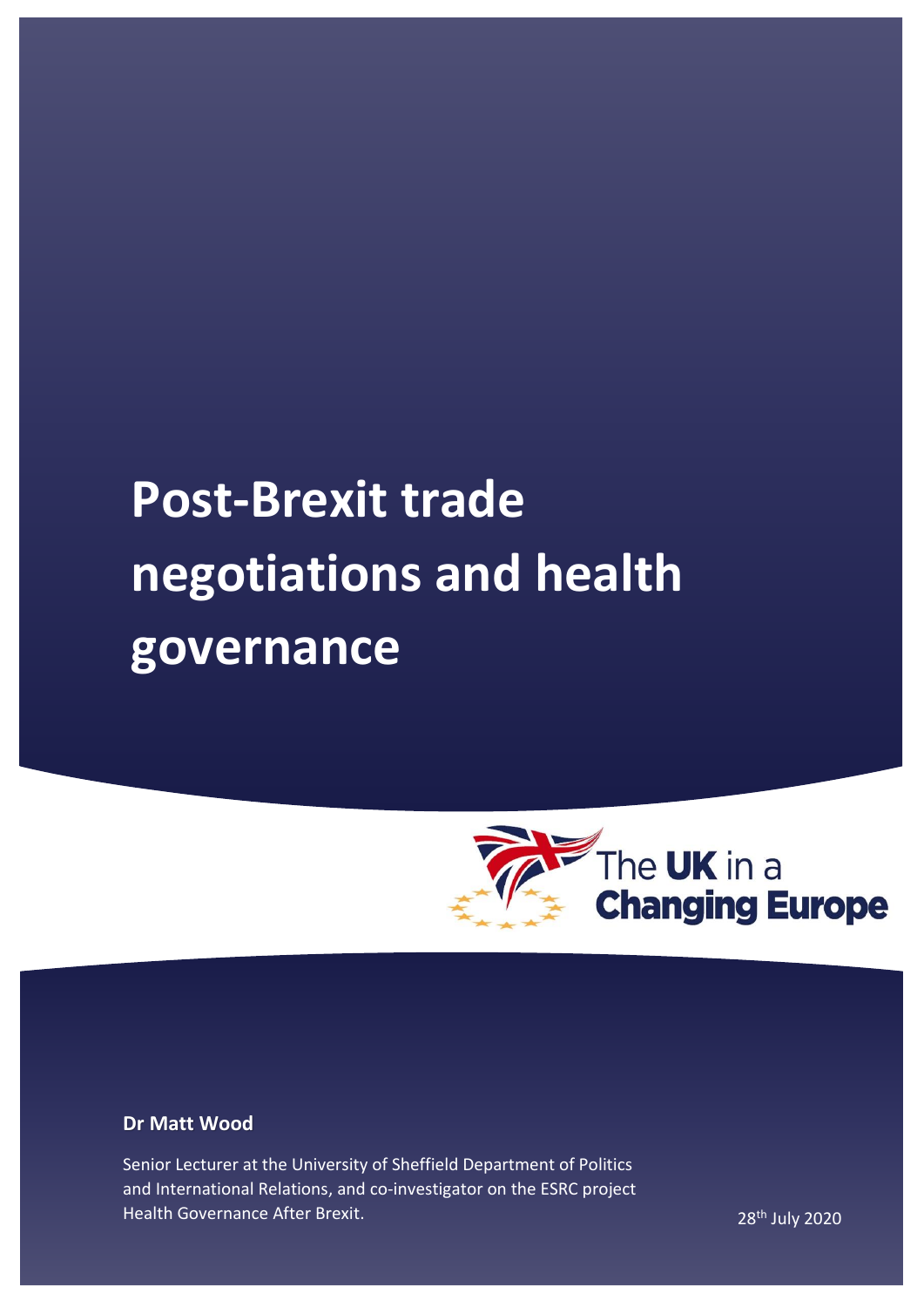# Post-Brexit trade negotiations and health governance

The UK in a Changing Europe

**Dr Matt Wood**

Senior Lecturer at the University of Sheffield Department of Politics and International Relations, and co-investigator on the ESRC project Health Governance After Brexit.

28th July 2020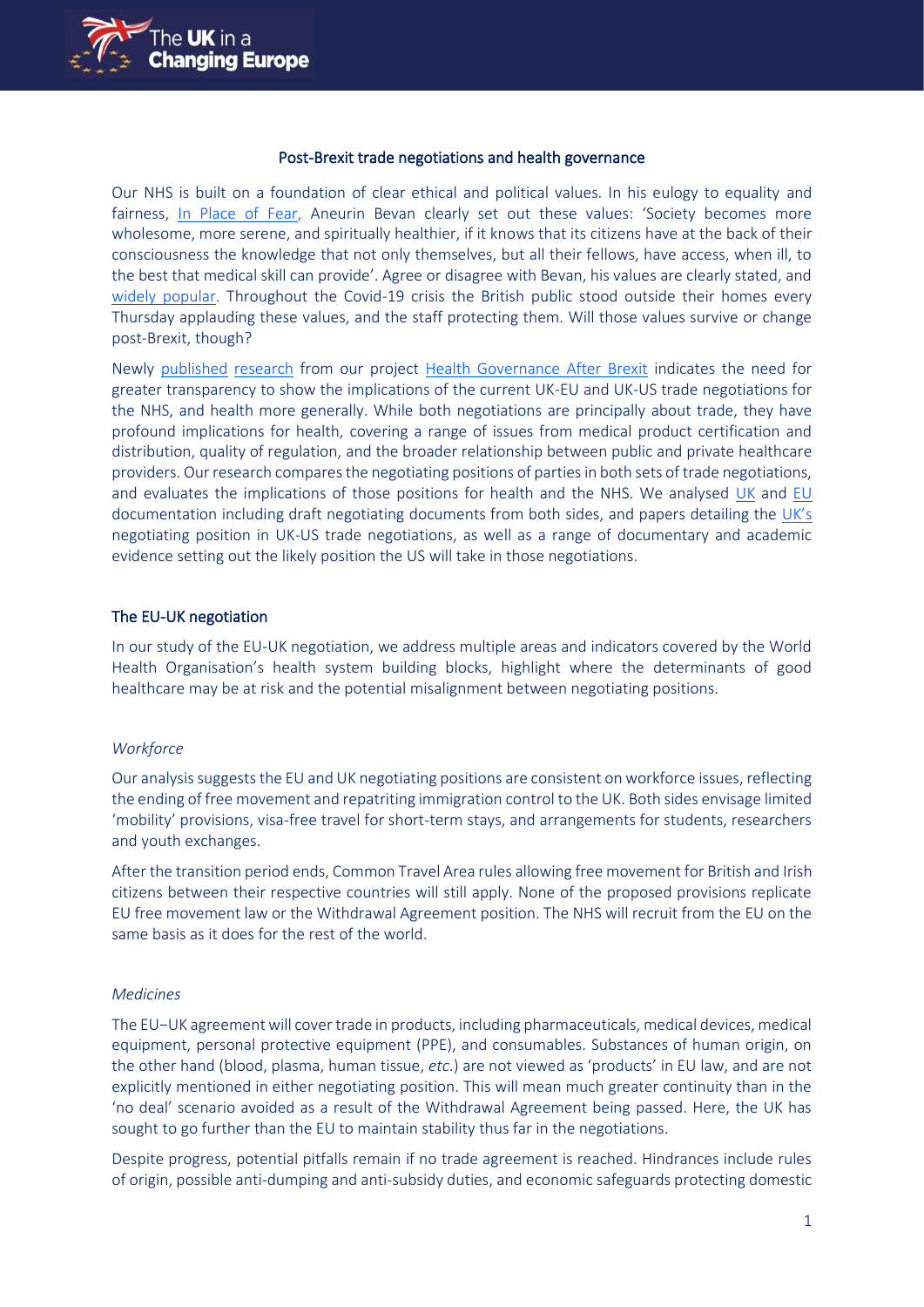## Post-Brexit trade negotiations and health governance

Our NHS is built on a foundation of clear ethical and political values. In his eulogy to equality and fairness, In Place of Fear, Aneurin Bevan clearly set out these values: 'Society becomes more wholesome, more serene, and spiritually healthier, if it knows that its citizens have at the back of their consciousness the knowledge that not only themselves, but all their fellows, have access, when ill, to the best that medical skill can provide'. Agree or disagree with Bevan, his values are clearly stated, and widely popular. Throughout the Covid-19 crisis the British public stood outside their homes every Thursday applauding these values, and the staff protecting them. Will those values survive or change post-Brexit, though?

Newly published research from our project Health Governance After Brexit indicates the need for greater transparency to show the implications of the current UK-EU and UK-US trade negotiations for the NHS, and health more generally. While both negotiations are principally about trade, they have profound implications for health, covering a range of issues from medical product certification and distribution, quality of regulation, and the broader relationship between public and private healthcare providers. Our research compares the negotiating positions of parties in both sets of trade negotiations, and evaluates the implications of those positions for health and the NHS. We analysed UK and EU documentation including draft negotiating documents from both sides, and papers detailing the UK's negotiating position in UK-US trade negotiations, as well as a range of documentary and academic evidence setting out the likely position the US will take in those negotiations.

### The EU-UK negotiation

In our study of the EU-UK negotiation, we address multiple areas and indicators covered by the World Health Organisation's health system building blocks, highlight where the determinants of good healthcare may be at risk and the potential misalignment between negotiating positions.

#### *Workforce*

Our analysis suggests the EU and UK negotiating positions are consistent on workforce issues, reflecting the ending of free movement and repatriting immigration control to the UK. Both sides envisage limited 'mobility' provisions, visa-free travel for short-term stays, and arrangements for students, researchers and youth exchanges.

After the transition period ends, Common Travel Area rules allowing free movement for British and Irish citizens between their respective countries will still apply. None of the proposed provisions replicate EU free movement law or the Withdrawal Agreement position. The NHS will recruit from the EU on the same basis as it does for the rest of the world.

#### *Medicines*

The EU−UK agreement will cover trade in products, including pharmaceuticals, medical devices, medical equipment, personal protective equipment (PPE), and consumables. Substances of human origin, on the other hand (blood, plasma, human tissue, *etc.*) are not viewed as 'products' in EU law, and are not explicitly mentioned in either negotiating position. This will mean much greater continuity than in the 'no deal' scenario avoided as a result of the Withdrawal Agreement being passed. Here, the UK has sought to go further than the EU to maintain stability thus far in the negotiations.

Despite progress, potential pitfalls remain if no trade agreement is reached. Hindrances include rules of origin, possible anti-dumping and anti-subsidy duties, and economic safeguards protecting domestic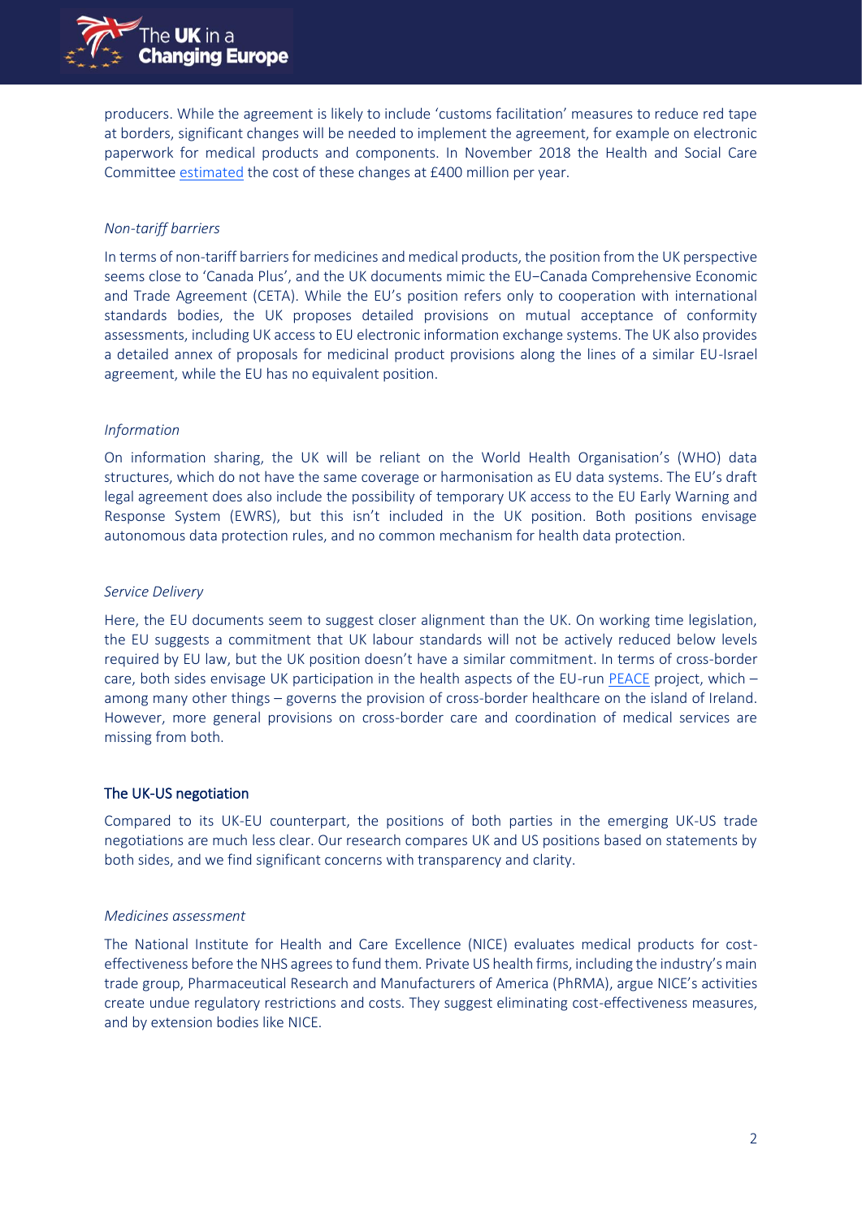producers. While the agreement is likely to include 'customs facilitation' measures to reduce red tape at borders, significant changes will be needed to implement the agreement, for example on electronic paperwork for medical products and components. In November 2018 the Health and Social Care Committee estimated the cost of these changes at £400 million per year.

*Non-tariff barriers*

In terms of non-tariff barriers for medicines and medical products, the position from the UK perspective seems close to 'Canada Plus', and the UK documents mimic the EU–Canada Comprehensive Economic and Trade Agreement (CETA). While the EU's position refers only to cooperation with international standards bodies, the UK proposes detailed provisions on mutual acceptance of conformity assessments, including UK access to EU electronic information exchange systems. The UK also provides a detailed annex of proposals for medicinal product provisions along the lines of a similar EU-Israel agreement, while the EU has no equivalent position.

*Information*

On information sharing, the UK will be reliant on the World Health Organisation's (WHO) data structures, which do not have the same coverage or harmonisation as EU data systems. The EU's draft legal agreement does also include the possibility of temporary UK access to the EU Early Warning and Response System (EWRS), but this isn't included in the UK position. Both positions envisage autonomous data protection rules, and no common mechanism for health data protection.

*Service Delivery*

Here, the EU documents seem to suggest closer alignment than the UK. On working time legislation, the EU suggests a commitment that UK labour standards will not be actively reduced below levels required by EU law, but the UK position doesn't have a similar commitment. In terms of cross-border care, both sides envisage UK participation in the health aspects of the EU-run PEACE project, which – among many other things – governs the provision of cross-border healthcare on the island of Ireland. However, more general provisions on cross-border care and coordination of medical services are missing from both.

### The UK-US negotiation

Compared to its UK-EU counterpart, the positions of both parties in the emerging UK-US trade negotiations are much less clear. Our research compares UK and US positions based on statements by both sides, and we find significant concerns with transparency and clarity.

*Medicines assessment*

The National Institute for Health and Care Excellence (NICE) evaluates medical products for cost-effectiveness before the NHS agrees to fund them. Private US health firms, including the industry's main trade group, Pharmaceutical Research and Manufacturers of America (PhRMA), argue NICE's activities create undue regulatory restrictions and costs. They suggest eliminating cost-effectiveness measures, and by extension bodies like NICE.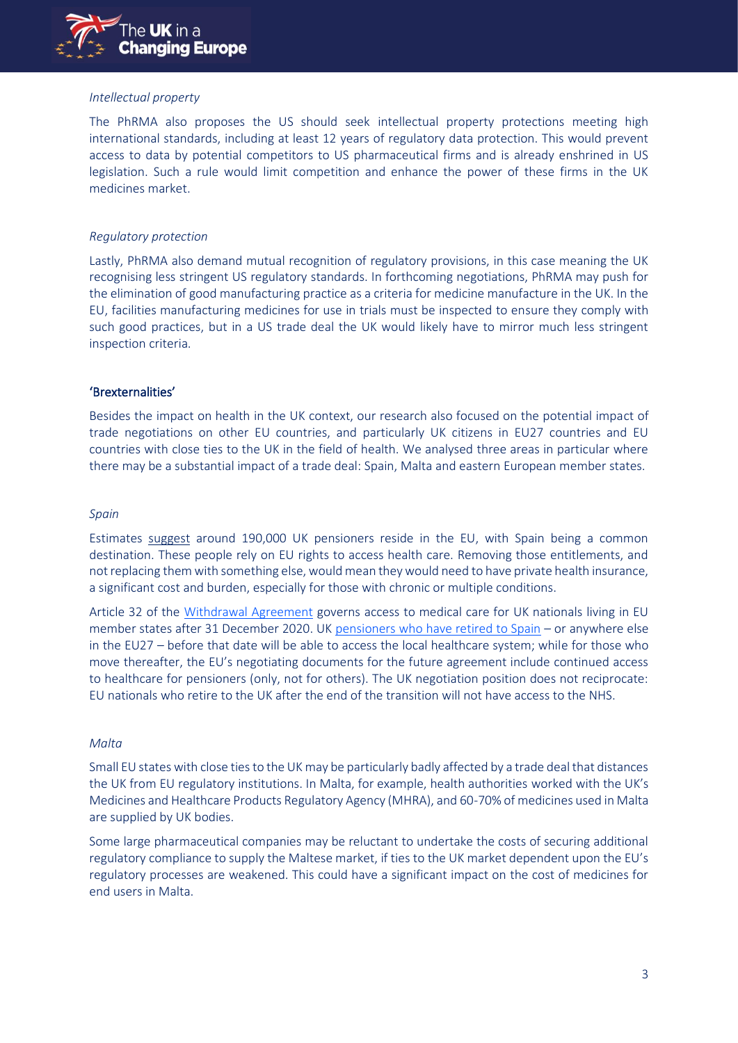*Intellectual property*

The PhRMA also proposes the US should seek intellectual property protections meeting high international standards, including at least 12 years of regulatory data protection. This would prevent access to data by potential competitors to US pharmaceutical firms and is already enshrined in US legislation. Such a rule would limit competition and enhance the power of these firms in the UK medicines market.

*Regulatory protection*

Lastly, PhRMA also demand mutual recognition of regulatory provisions, in this case meaning the UK recognising less stringent US regulatory standards. In forthcoming negotiations, PhRMA may push for the elimination of good manufacturing practice as a criteria for medicine manufacture in the UK. In the EU, facilities manufacturing medicines for use in trials must be inspected to ensure they comply with such good practices, but in a US trade deal the UK would likely have to mirror much less stringent inspection criteria.

## 'Brexternalities'

Besides the impact on health in the UK context, our research also focused on the potential impact of trade negotiations on other EU countries, and particularly UK citizens in EU27 countries and EU countries with close ties to the UK in the field of health. We analysed three areas in particular where there may be a substantial impact of a trade deal: Spain, Malta and eastern European member states.

*Spain*

Estimates suggest around 190,000 UK pensioners reside in the EU, with Spain being a common destination. These people rely on EU rights to access health care. Removing those entitlements, and not replacing them with something else, would mean they would need to have private health insurance, a significant cost and burden, especially for those with chronic or multiple conditions.

Article 32 of the Withdrawal Agreement governs access to medical care for UK nationals living in EU member states after 31 December 2020. UK pensioners who have retired to Spain – or anywhere else in the EU27 – before that date will be able to access the local healthcare system; while for those who move thereafter, the EU's negotiating documents for the future agreement include continued access to healthcare for pensioners (only, not for others). The UK negotiation position does not reciprocate: EU nationals who retire to the UK after the end of the transition will not have access to the NHS.

*Malta*

Small EU states with close ties to the UK may be particularly badly affected by a trade deal that distances the UK from EU regulatory institutions. In Malta, for example, health authorities worked with the UK's Medicines and Healthcare Products Regulatory Agency (MHRA), and 60-70% of medicines used in Malta are supplied by UK bodies.

Some large pharmaceutical companies may be reluctant to undertake the costs of securing additional regulatory compliance to supply the Maltese market, if ties to the UK market dependent upon the EU's regulatory processes are weakened. This could have a significant impact on the cost of medicines for end users in Malta.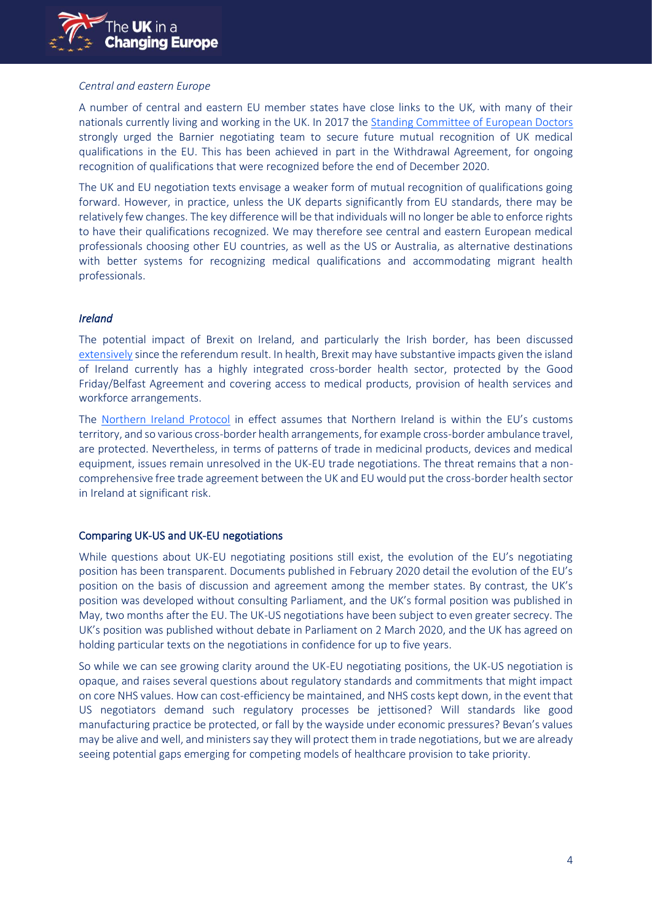*Central and eastern Europe*

A number of central and eastern EU member states have close links to the UK, with many of their nationals currently living and working in the UK. In 2017 the Standing Committee of European Doctors strongly urged the Barnier negotiating team to secure future mutual recognition of UK medical qualifications in the EU. This has been achieved in part in the Withdrawal Agreement, for ongoing recognition of qualifications that were recognized before the end of December 2020.

The UK and EU negotiation texts envisage a weaker form of mutual recognition of qualifications going forward. However, in practice, unless the UK departs significantly from EU standards, there may be relatively few changes. The key difference will be that individuals will no longer be able to enforce rights to have their qualifications recognized. We may therefore see central and eastern European medical professionals choosing other EU countries, as well as the US or Australia, as alternative destinations with better systems for recognizing medical qualifications and accommodating migrant health professionals.

### *Ireland*

The potential impact of Brexit on Ireland, and particularly the Irish border, has been discussed extensively since the referendum result. In health, Brexit may have substantive impacts given the island of Ireland currently has a highly integrated cross-border health sector, protected by the Good Friday/Belfast Agreement and covering access to medical products, provision of health services and workforce arrangements.

The Northern Ireland Protocol in effect assumes that Northern Ireland is within the EU's customs territory, and so various cross-border health arrangements, for example cross-border ambulance travel, are protected. Nevertheless, in terms of patterns of trade in medicinal products, devices and medical equipment, issues remain unresolved in the UK-EU trade negotiations. The threat remains that a non-comprehensive free trade agreement between the UK and EU would put the cross-border health sector in Ireland at significant risk.

## Comparing UK-US and UK-EU negotiations

While questions about UK-EU negotiating positions still exist, the evolution of the EU's negotiating position has been transparent. Documents published in February 2020 detail the evolution of the EU's position on the basis of discussion and agreement among the member states. By contrast, the UK's position was developed without consulting Parliament, and the UK's formal position was published in May, two months after the EU. The UK-US negotiations have been subject to even greater secrecy. The UK's position was published without debate in Parliament on 2 March 2020, and the UK has agreed on holding particular texts on the negotiations in confidence for up to five years.

So while we can see growing clarity around the UK-EU negotiating positions, the UK-US negotiation is opaque, and raises several questions about regulatory standards and commitments that might impact on core NHS values. How can cost-efficiency be maintained, and NHS costs kept down, in the event that US negotiators demand such regulatory processes be jettisoned? Will standards like good manufacturing practice be protected, or fall by the wayside under economic pressures? Bevan's values may be alive and well, and ministers say they will protect them in trade negotiations, but we are already seeing potential gaps emerging for competing models of healthcare provision to take priority.